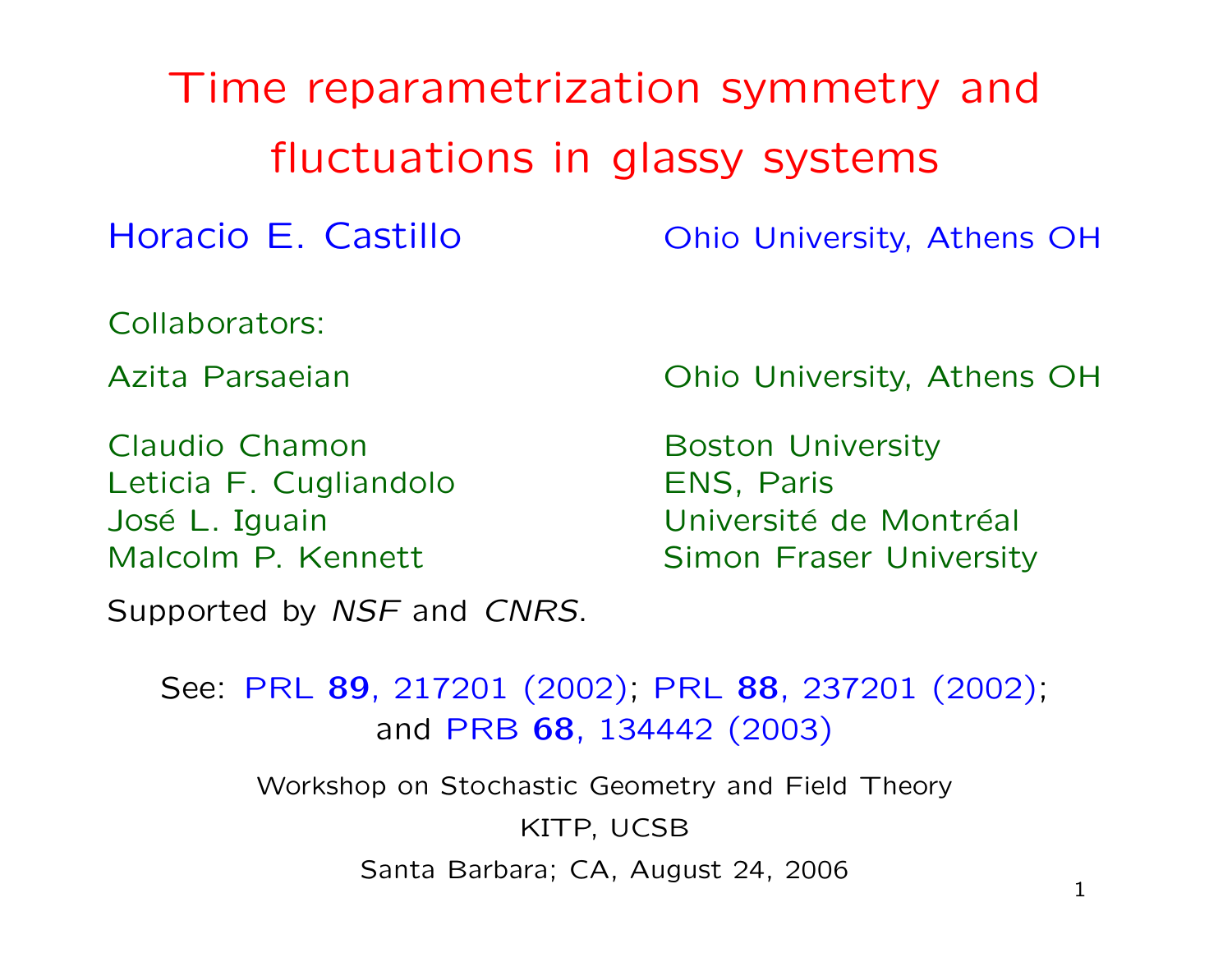# Time reparametrization symmetry and fluctuations in glassy systems

Horacio E. Castillo — Ohio University, Athens OH

Collaborators:

Azita Parsaeian — Ohio University, Athens OH

Claudio Chamon — Boston University
Leticia F. Cugliandolo — ENS, Paris
José L. Iguain — Université de Montréal
Malcolm P. Kennett — Simon Fraser University

Supported by *NSF* and *CNRS*.

See: PRL **89**, 217201 (2002); PRL **88**, 237201 (2002); and PRB **68**, 134442 (2003)

Workshop on Stochastic Geometry and Field Theory

KITP, UCSB

Santa Barbara; CA, August 24, 2006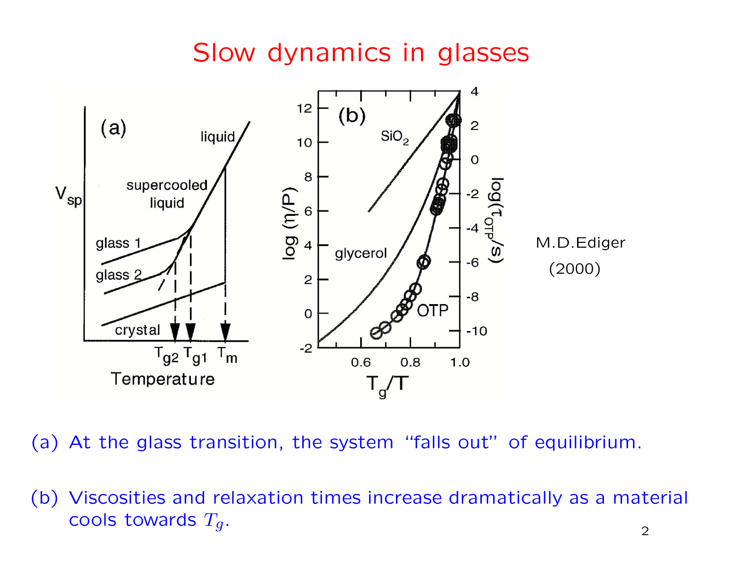# Slow dynamics in glasses

M.D.Ediger (2000)

(a) At the glass transition, the system "falls out" of equilibrium.

(b) Viscosities and relaxation times increase dramatically as a material cools towards $T_g$.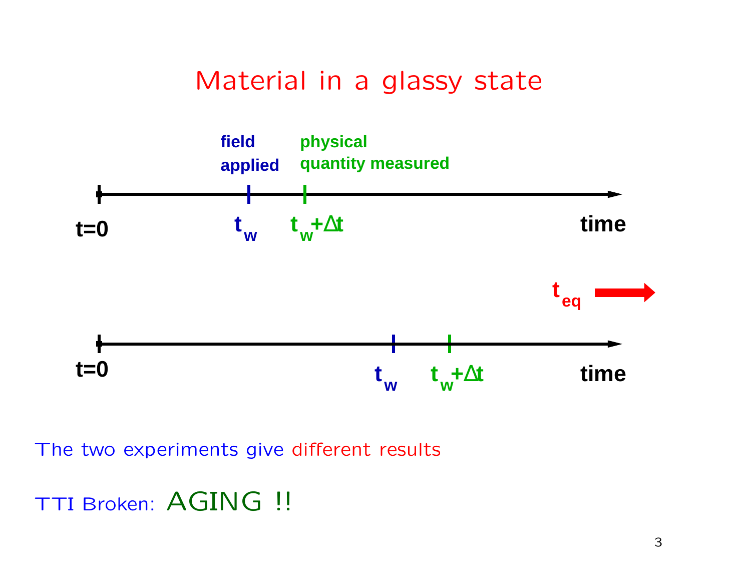# Material in a glassy state

field applied — physical quantity measured

$t=0$ — $t_w$ — $t_w+\Delta t$ — time

$t_{eq}$ ➡

$t=0$ — $t_w$ — $t_w+\Delta t$ — time

The two experiments give different results

TTI Broken: AGING !!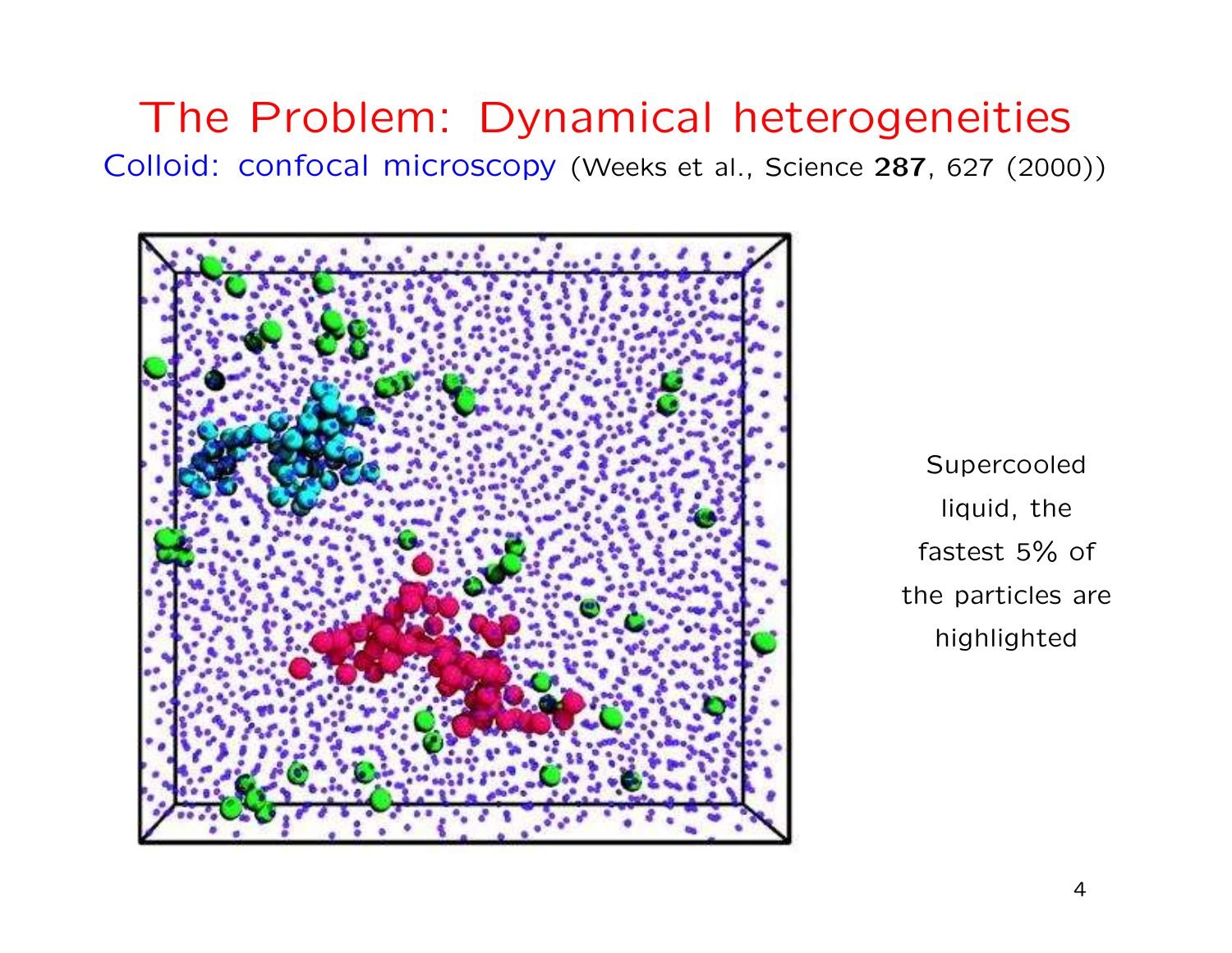# The Problem: Dynamical heterogeneities

Colloid: confocal microscopy (Weeks et al., Science **287**, 627 (2000))

Supercooled liquid, the fastest 5% of the particles are highlighted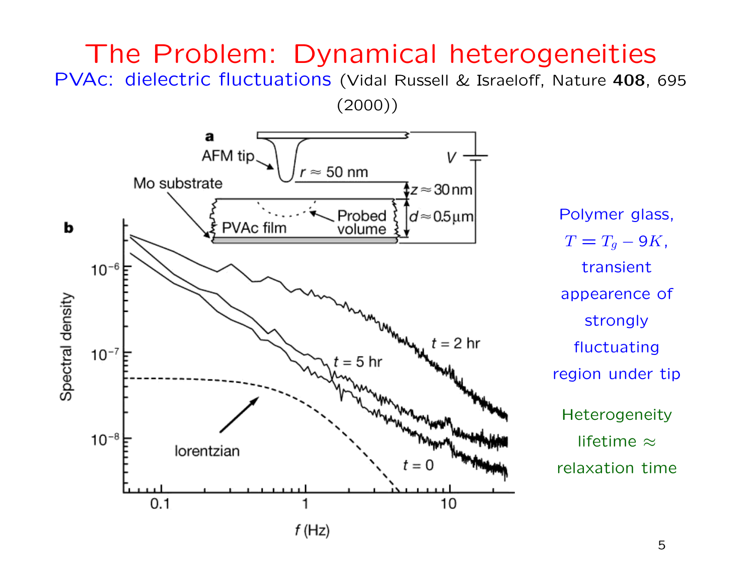# The Problem: Dynamical heterogeneities

PVAc: dielectric fluctuations (Vidal Russell & Israeloff, Nature **408**, 695 (2000))

Polymer glass, $T = T_g - 9K$, transient appearence of strongly fluctuating region under tip

Heterogeneity lifetime $\approx$ relaxation time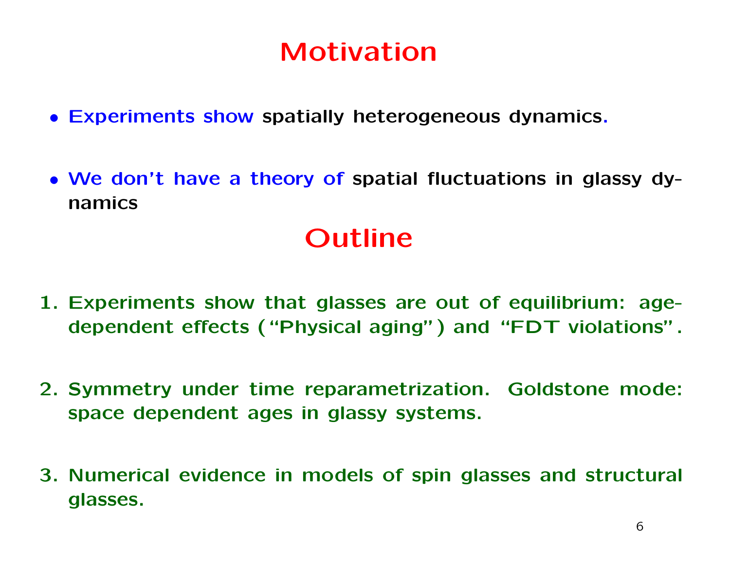# Motivation

- **Experiments show** spatially heterogeneous dynamics.
- **We don't have a theory of** spatial fluctuations in glassy dynamics

# Outline

1. Experiments show that glasses are out of equilibrium: age-dependent effects ("Physical aging") and "FDT violations".
2. Symmetry under time reparametrization. Goldstone mode: space dependent ages in glassy systems.
3. Numerical evidence in models of spin glasses and structural glasses.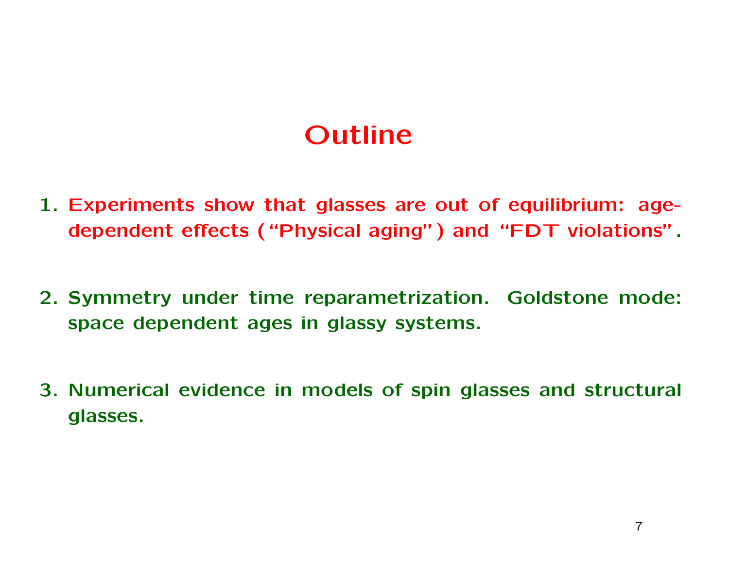# Outline

1. Experiments show that glasses are out of equilibrium: age-dependent effects ("Physical aging") and "FDT violations".

2. Symmetry under time reparametrization. Goldstone mode: space dependent ages in glassy systems.

3. Numerical evidence in models of spin glasses and structural glasses.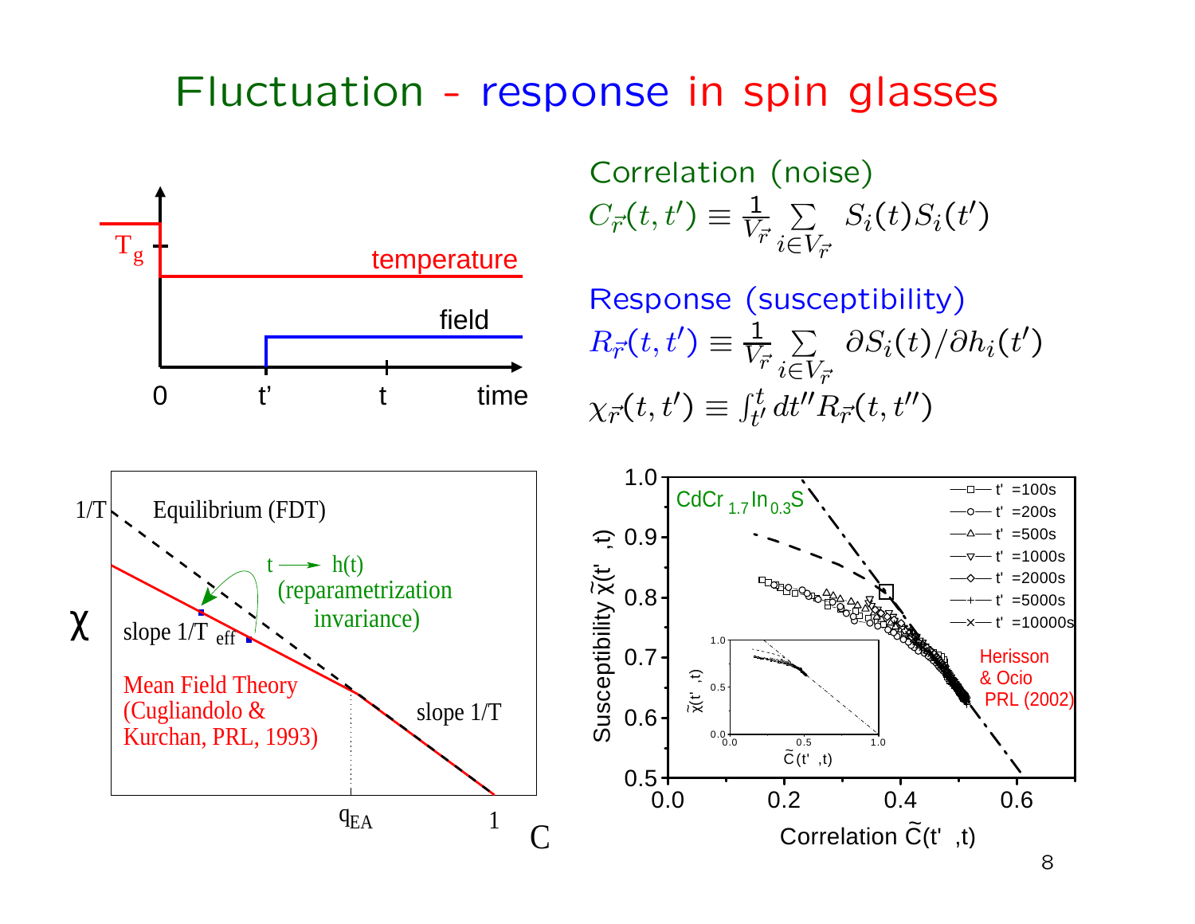# Fluctuation - response in spin glasses

Correlation (noise)

$$C_{\vec{r}}(t,t') \equiv \frac{1}{V_{\vec{r}}} \sum_{i \in V_{\vec{r}}} S_i(t) S_i(t')$$

Response (susceptibility)

$$R_{\vec{r}}(t,t') \equiv \frac{1}{V_{\vec{r}}} \sum_{i \in V_{\vec{r}}} \partial S_i(t) / \partial h_i(t')$$

$$\chi_{\vec{r}}(t,t') \equiv \int_{t'}^{t} dt'' R_{\vec{r}}(t,t'')$$

Temperature/field protocol: $T_g$, temperature, field; time axis: 0, t', t, time.

$\chi$ vs $C$: 1/T, Equilibrium (FDT); slope $1/T_{eff}$; $t \longrightarrow h(t)$ (reparametrization invariance); slope 1/T; $q_{EA}$; 1.

Mean Field Theory (Cugliandolo & Kurchan, PRL, 1993)

Susceptibility $\tilde{\chi}(t',t)$ vs Correlation $\tilde{C}(t',t)$ for $CdCr_{1.7}In_{0.3}S$ ; t' = 100s, 200s, 500s, 1000s, 2000s, 5000s, 10000s.

Herisson & Ocio PRL (2002)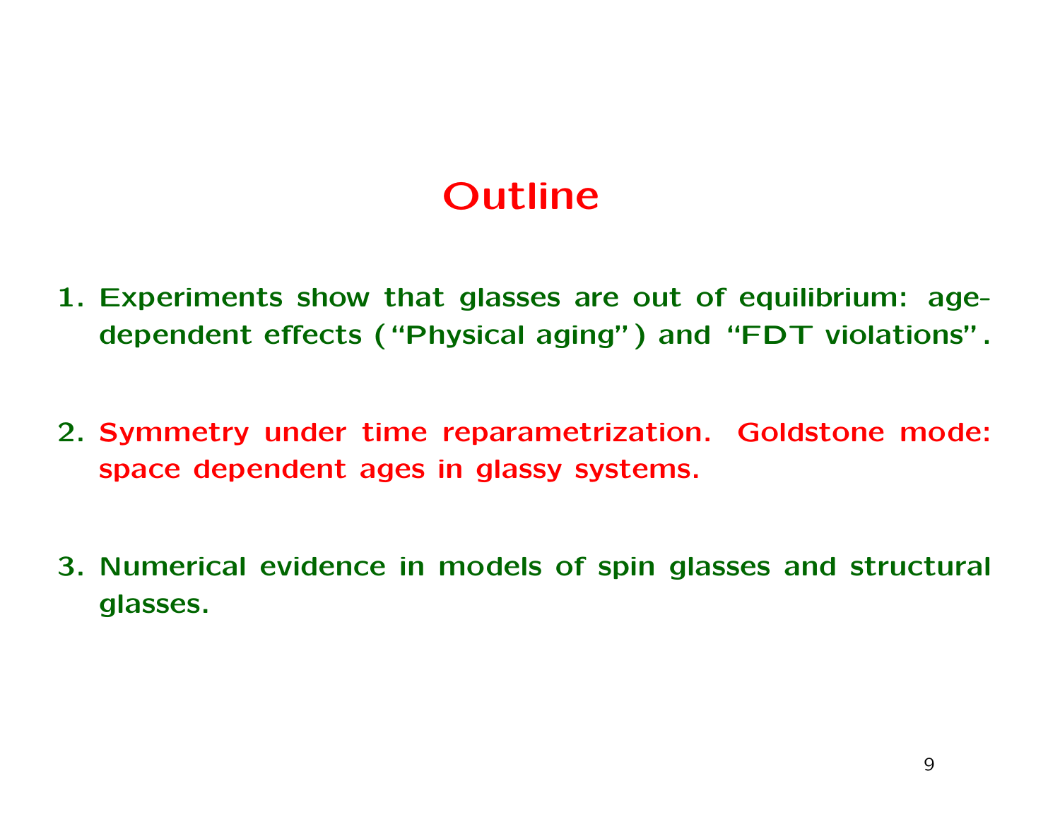# Outline

1. Experiments show that glasses are out of equilibrium: age-dependent effects (“Physical aging”) and “FDT violations”.

2. Symmetry under time reparametrization. Goldstone mode: space dependent ages in glassy systems.

3. Numerical evidence in models of spin glasses and structural glasses.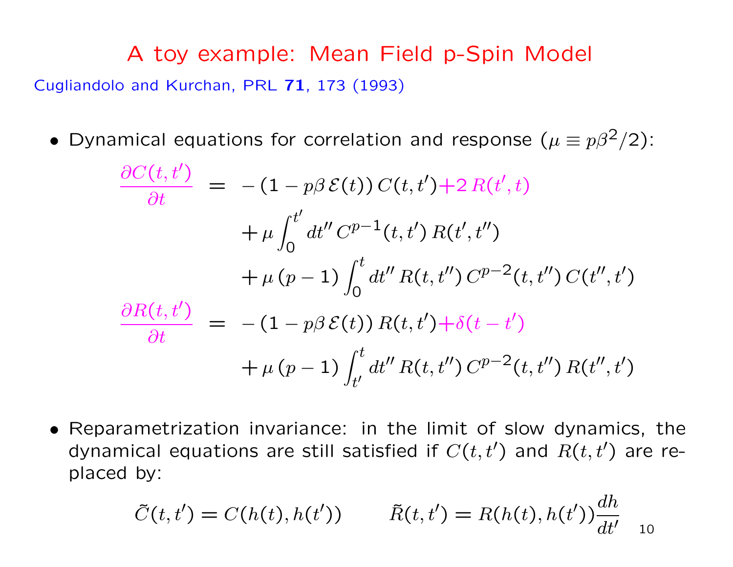# A toy example: Mean Field p-Spin Model

Cugliandolo and Kurchan, PRL **71**, 173 (1993)

- Dynamical equations for correlation and response ($\mu \equiv p\beta^2/2$):

$$
\begin{aligned}
\frac{\partial C(t,t')}{\partial t} &= -(1 - p\beta\,\mathcal{E}(t))\,C(t,t') + 2\,R(t',t) \\
&\quad + \mu \int_0^{t'} dt''\, C^{p-1}(t,t')\, R(t',t'') \\
&\quad + \mu\,(p-1) \int_0^{t} dt''\, R(t,t'')\, C^{p-2}(t,t'')\, C(t'',t') \\
\frac{\partial R(t,t')}{\partial t} &= -(1 - p\beta\,\mathcal{E}(t))\,R(t,t') + \delta(t-t') \\
&\quad + \mu\,(p-1) \int_{t'}^{t} dt''\, R(t,t'')\, C^{p-2}(t,t'')\, R(t'',t')
\end{aligned}
$$

- Reparametrization invariance: in the limit of slow dynamics, the dynamical equations are still satisfied if $C(t,t')$ and $R(t,t')$ are replaced by:

$$
\tilde{C}(t,t') = C(h(t),h(t')) \qquad \tilde{R}(t,t') = R(h(t),h(t'))\frac{dh}{dt'}
$$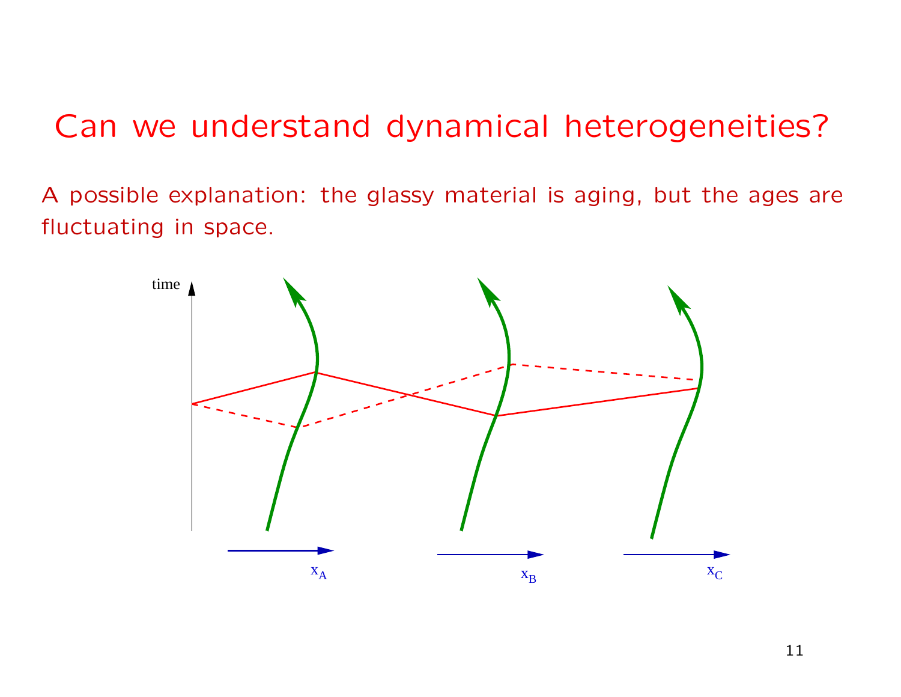# Can we understand dynamical heterogeneities?

A possible explanation: the glassy material is aging, but the ages are fluctuating in space.

time

$x_A$ $x_B$ $x_C$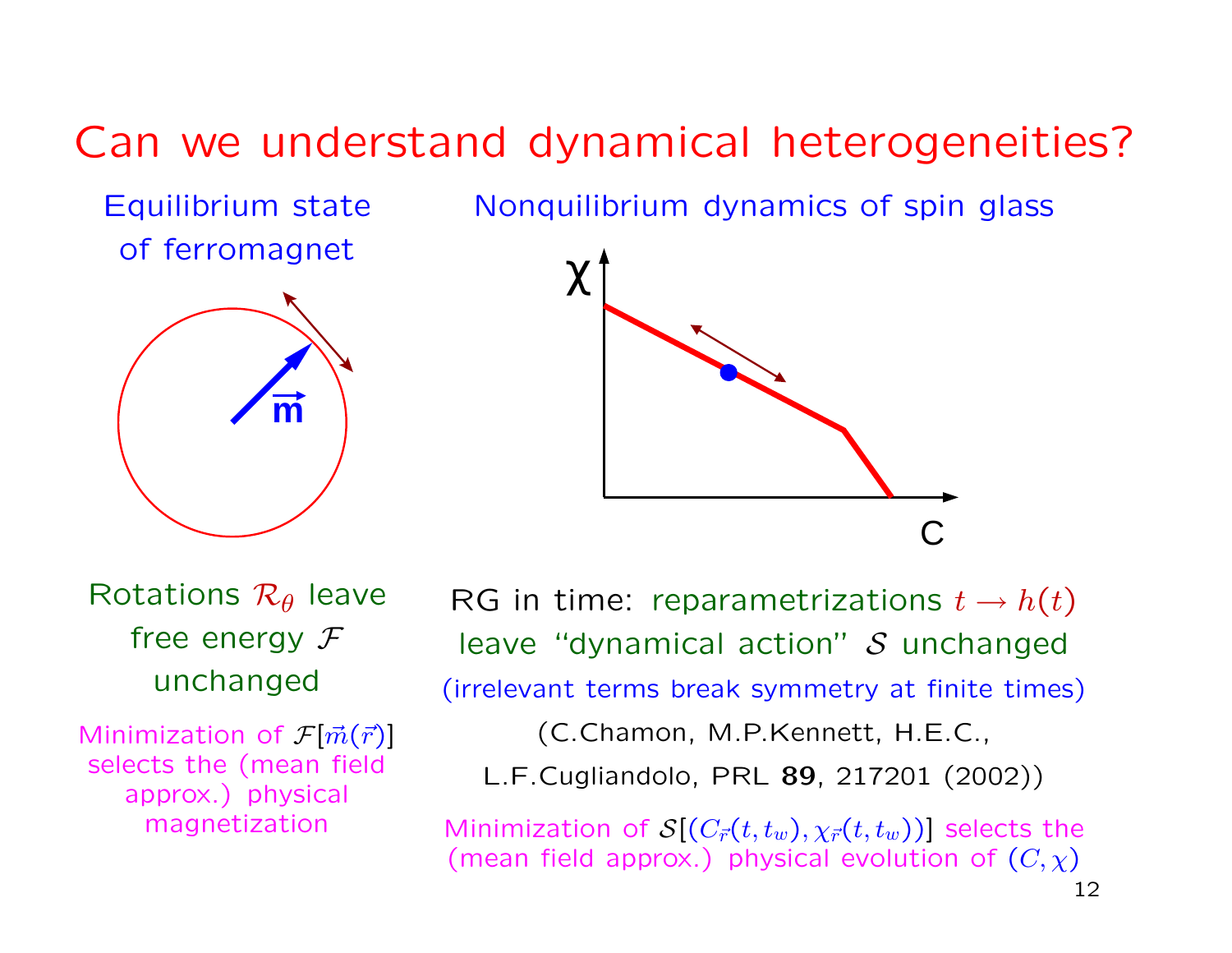# Can we understand dynamical heterogeneities?

**Equilibrium state of ferromagnet**

Rotations $\mathcal{R}_\theta$ leave free energy $\mathcal{F}$ unchanged

Minimization of $\mathcal{F}[\vec{m}(\vec{r})]$ selects the (mean field approx.) physical magnetization

**Nonquilibrium dynamics of spin glass**

RG in time: reparametrizations $t \to h(t)$ leave "dynamical action" $\mathcal{S}$ unchanged

(irrelevant terms break symmetry at finite times)

(C.Chamon, M.P.Kennett, H.E.C., L.F.Cugliandolo, PRL **89**, 217201 (2002))

Minimization of $\mathcal{S}[(C_{\vec{r}}(t,t_w), \chi_{\vec{r}}(t,t_w))]$ selects the (mean field approx.) physical evolution of $(C, \chi)$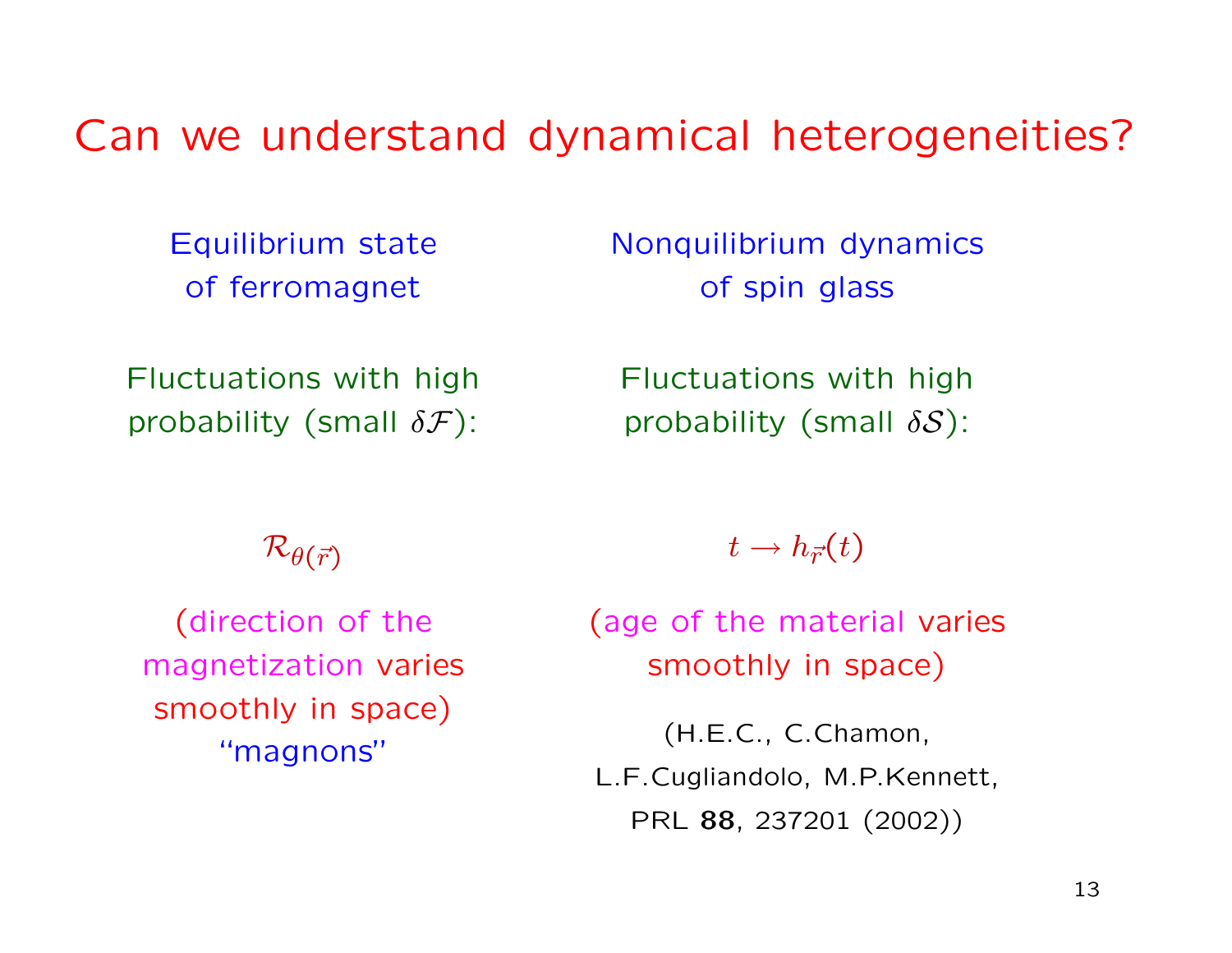# Can we understand dynamical heterogeneities?

Equilibrium state of ferromagnet

Fluctuations with high probability (small $\delta\mathcal{F}$):

$\mathcal{R}_{\theta(\vec{r})}$

(direction of the magnetization varies smoothly in space) "magnons"

Nonquilibrium dynamics of spin glass

Fluctuations with high probability (small $\delta\mathcal{S}$):

$t \to h_{\vec{r}}(t)$

(age of the material varies smoothly in space)

(H.E.C., C.Chamon, L.F.Cugliandolo, M.P.Kennett, PRL **88**, 237201 (2002))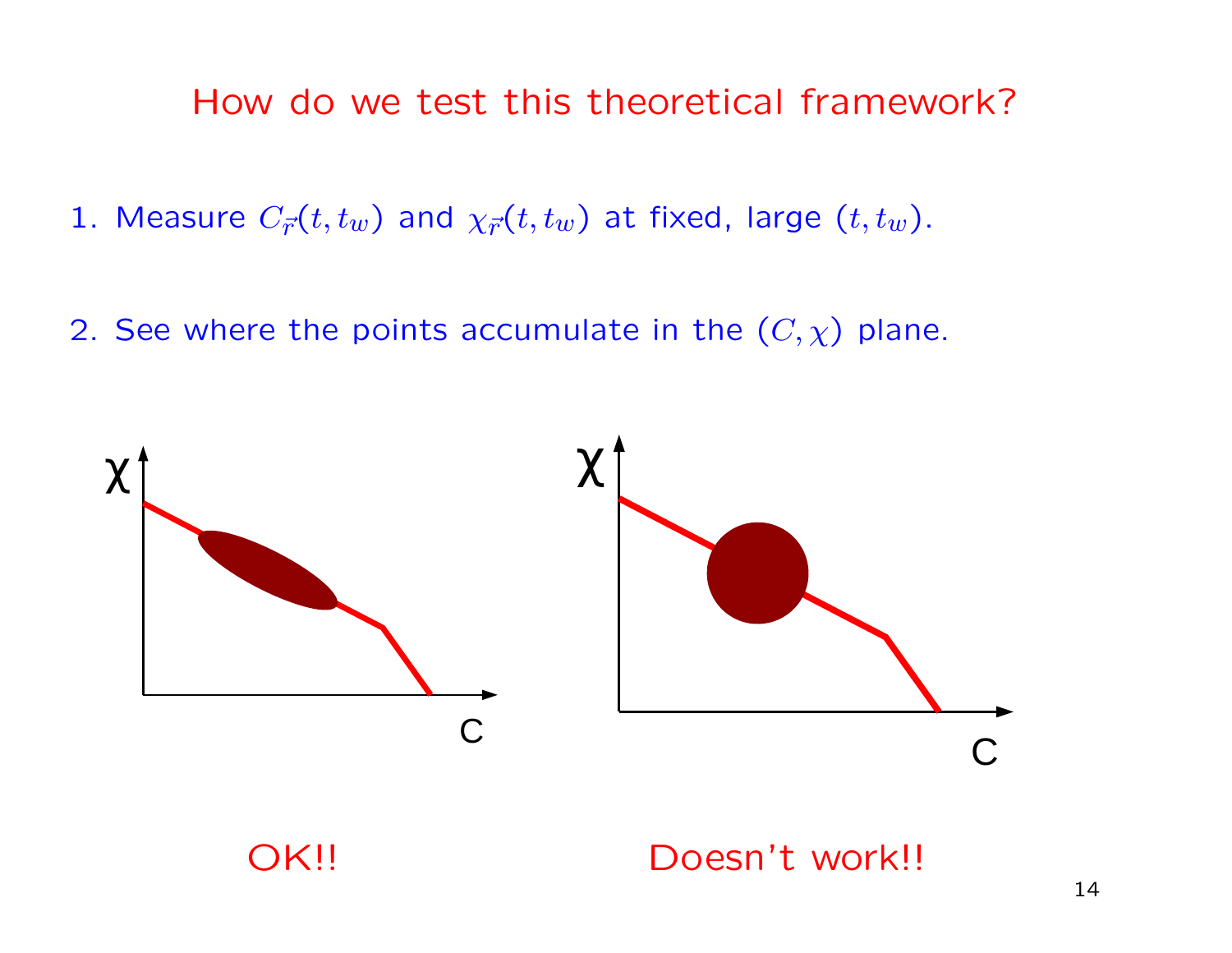# How do we test this theoretical framework?

1. Measure $C_{\vec{r}}(t, t_w)$ and $\chi_{\vec{r}}(t, t_w)$ at fixed, large $(t, t_w)$.

2. See where the points accumulate in the $(C, \chi)$ plane.

OK!!

Doesn't work!!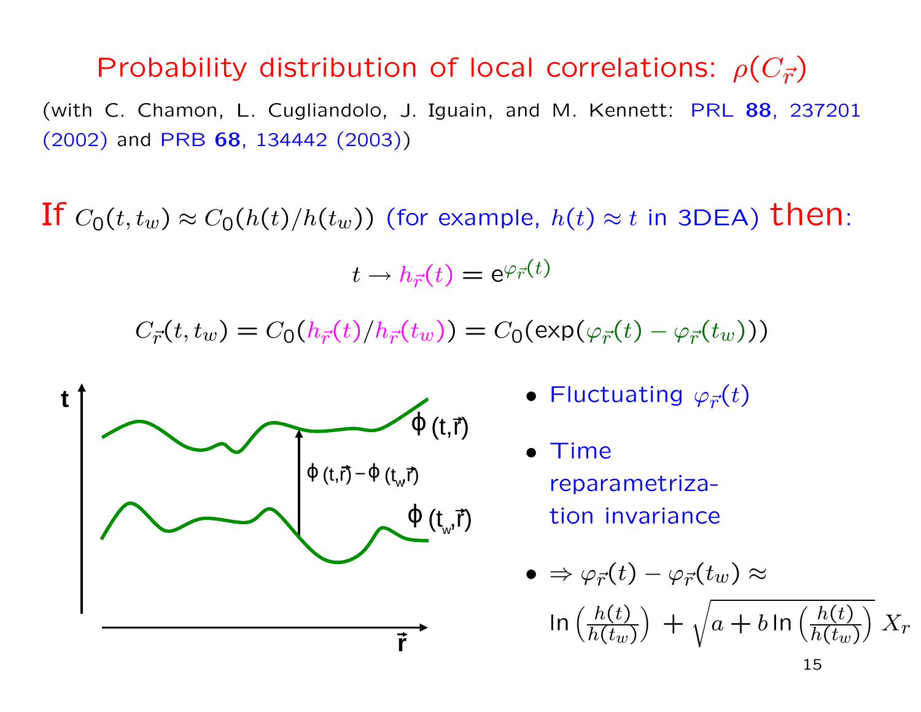# Probability distribution of local correlations: $\rho(C_{\vec{r}})$

(with C. Chamon, L. Cugliandolo, J. Iguain, and M. Kennett: PRL **88**, 237201 (2002) and PRB **68**, 134442 (2003))

**If** $C_0(t, t_w) \approx C_0(h(t)/h(t_w))$ (for example, $h(t) \approx t$ in 3DEA) **then**:

$$t \to h_{\vec{r}}(t) = e^{\varphi_{\vec{r}}(t)}$$

$$C_{\vec{r}}(t, t_w) = C_0(h_{\vec{r}}(t)/h_{\vec{r}}(t_w)) = C_0(\exp(\varphi_{\vec{r}}(t) - \varphi_{\vec{r}}(t_w)))$$

- Fluctuating $\varphi_{\vec{r}}(t)$
- Time reparametrization invariance
- $\Rightarrow \varphi_{\vec{r}}(t) - \varphi_{\vec{r}}(t_w) \approx \ln\left(\frac{h(t)}{h(t_w)}\right) + \sqrt{a + b\ln\left(\frac{h(t)}{h(t_w)}\right)}\, X_r$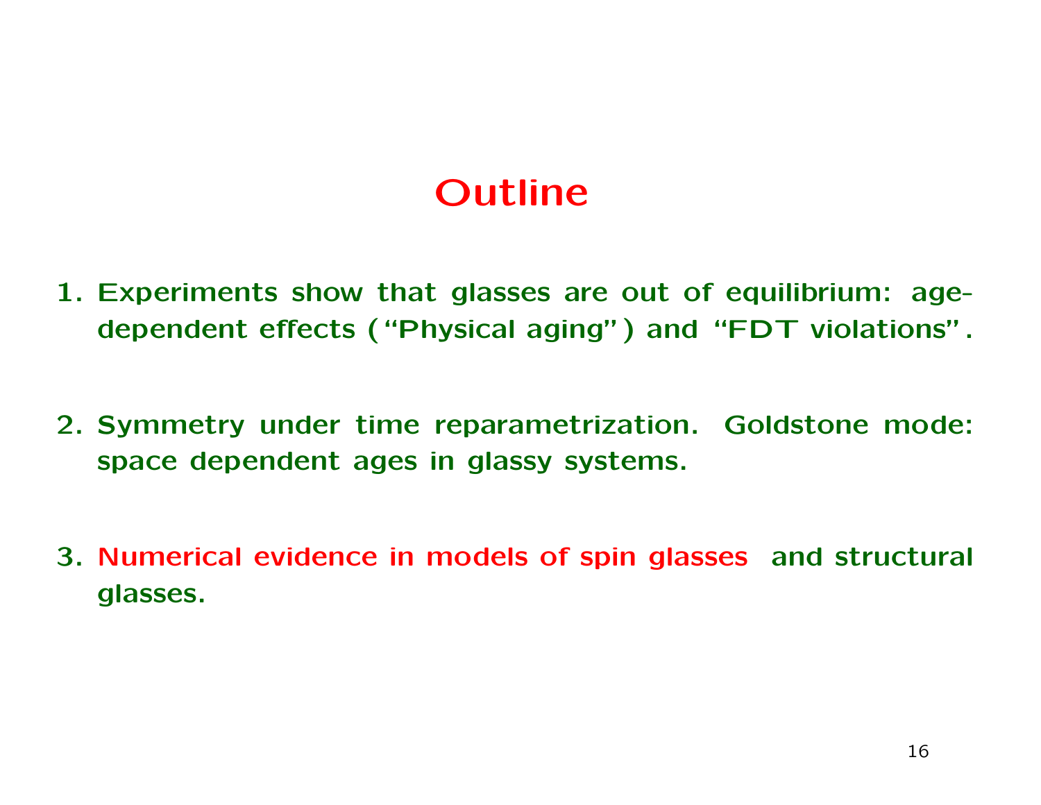# Outline

1. Experiments show that glasses are out of equilibrium: age-dependent effects ("Physical aging") and "FDT violations".

2. Symmetry under time reparametrization. Goldstone mode: space dependent ages in glassy systems.

3. Numerical evidence in models of spin glasses and structural glasses.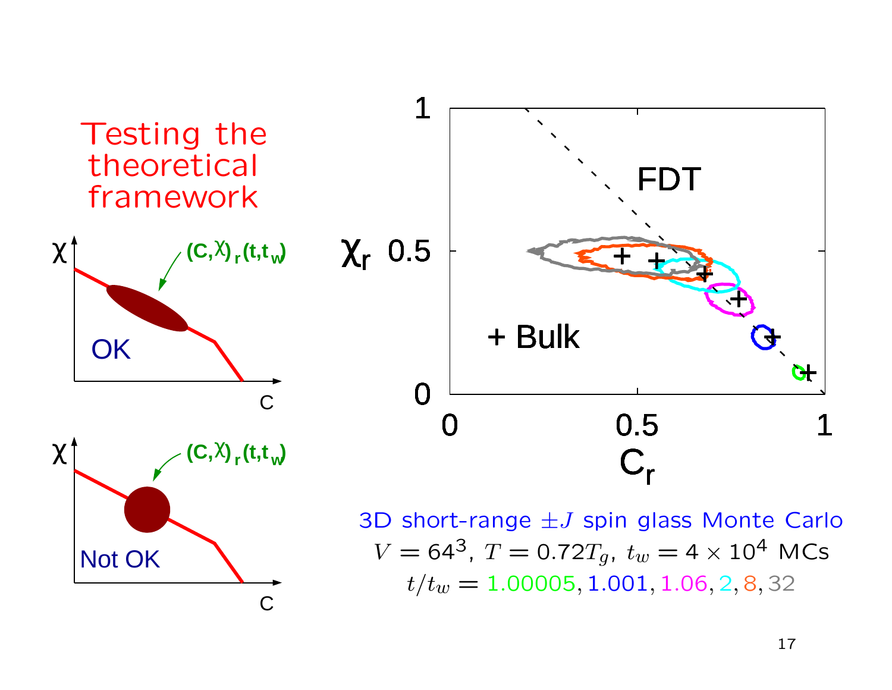# Testing the theoretical framework

$\chi$ — $(C,\chi)_r(t,t_w)$ — OK — C

$\chi$ — $(C,\chi)_r(t,t_w)$ — Not OK — C

FDT

+ Bulk

$\chi_r$ vs. $C_r$

3D short-range $\pm J$ spin glass Monte Carlo

$V = 64^3$, $T = 0.72T_g$, $t_w = 4 \times 10^4$ MCs

$t/t_w = 1.00005, 1.001, 1.06, 2, 8, 32$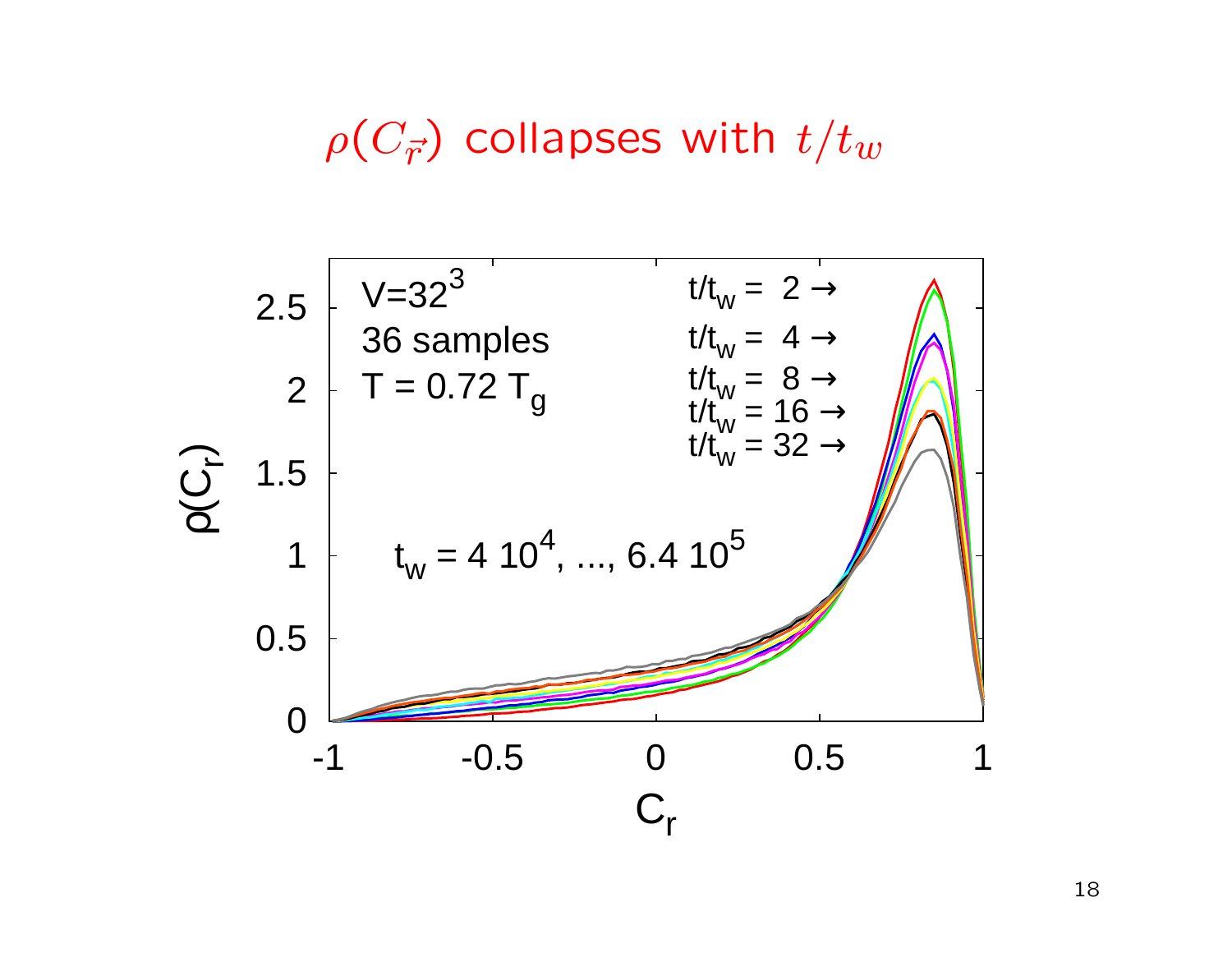# $\rho(C_{\vec{r}})$ collapses with $t/t_w$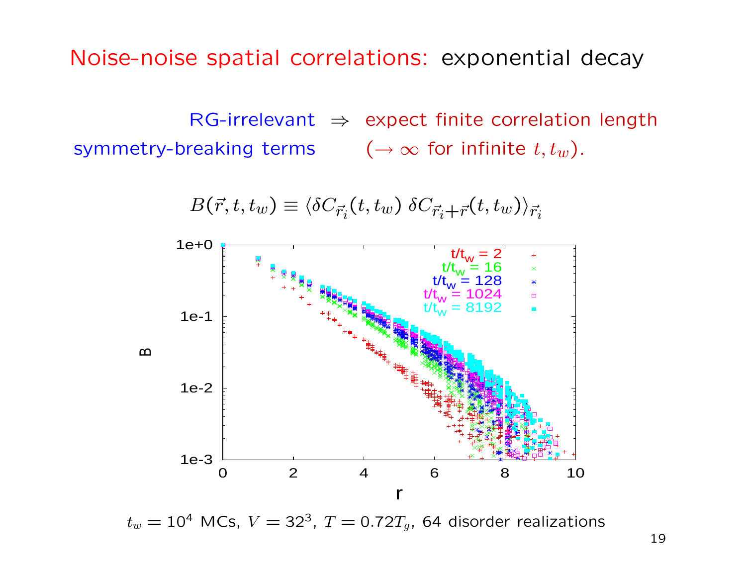# Noise-noise spatial correlations: exponential decay

RG-irrelevant symmetry-breaking terms $\Rightarrow$ expect finite correlation length ($\rightarrow \infty$ for infinite $t, t_w$).

$$B(\vec{r}, t, t_w) \equiv \langle \delta C_{\vec{r}_i}(t, t_w) \; \delta C_{\vec{r}_i + \vec{r}}(t, t_w) \rangle_{\vec{r}_i}$$

$t_w = 10^4$ MCs, $V = 32^3$, $T = 0.72 T_g$, 64 disorder realizations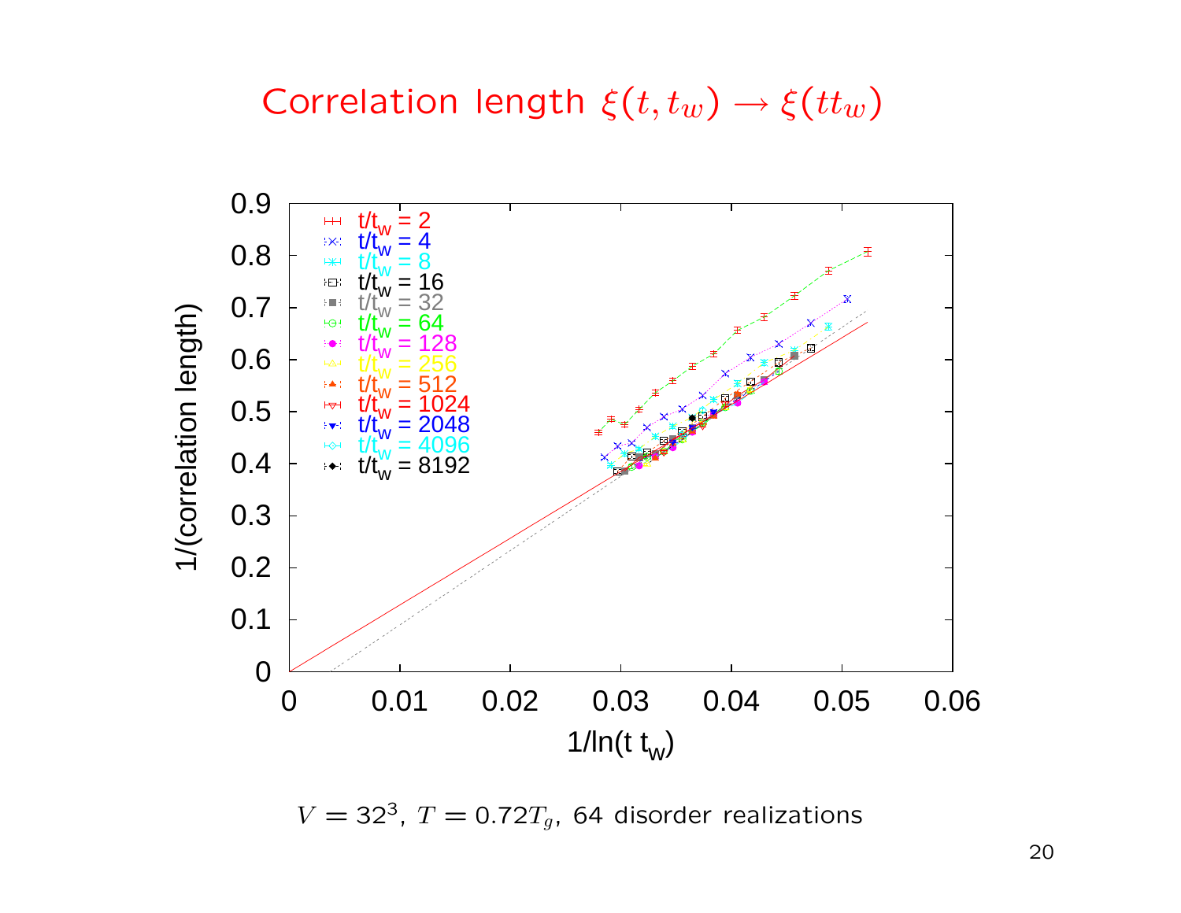# Correlation length $\xi(t, t_w) \to \xi(tt_w)$

$V = 32^3$, $T = 0.72T_g$, 64 disorder realizations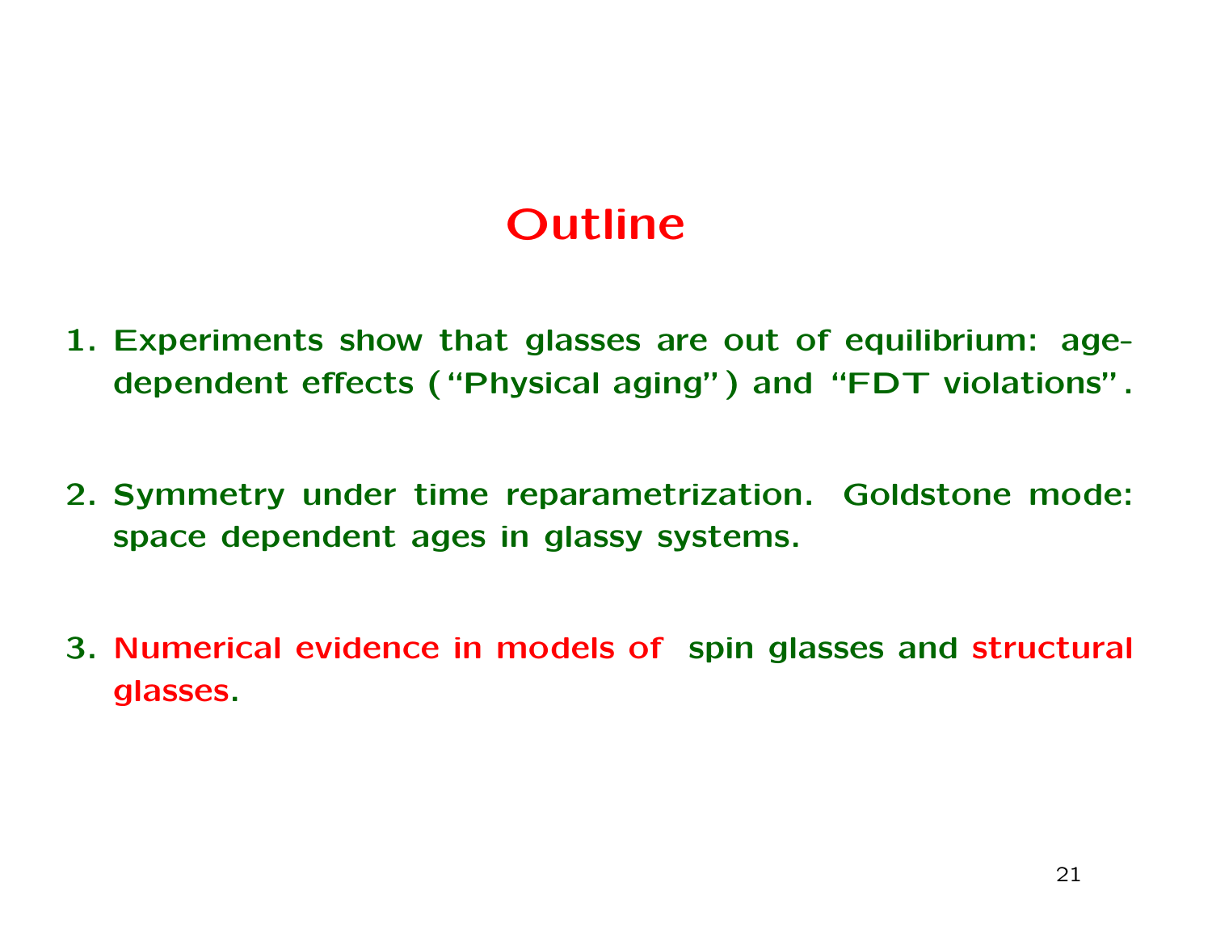# Outline

1. Experiments show that glasses are out of equilibrium: age-dependent effects ("Physical aging") and "FDT violations".

2. Symmetry under time reparametrization. Goldstone mode: space dependent ages in glassy systems.

3. Numerical evidence in models of spin glasses and structural glasses.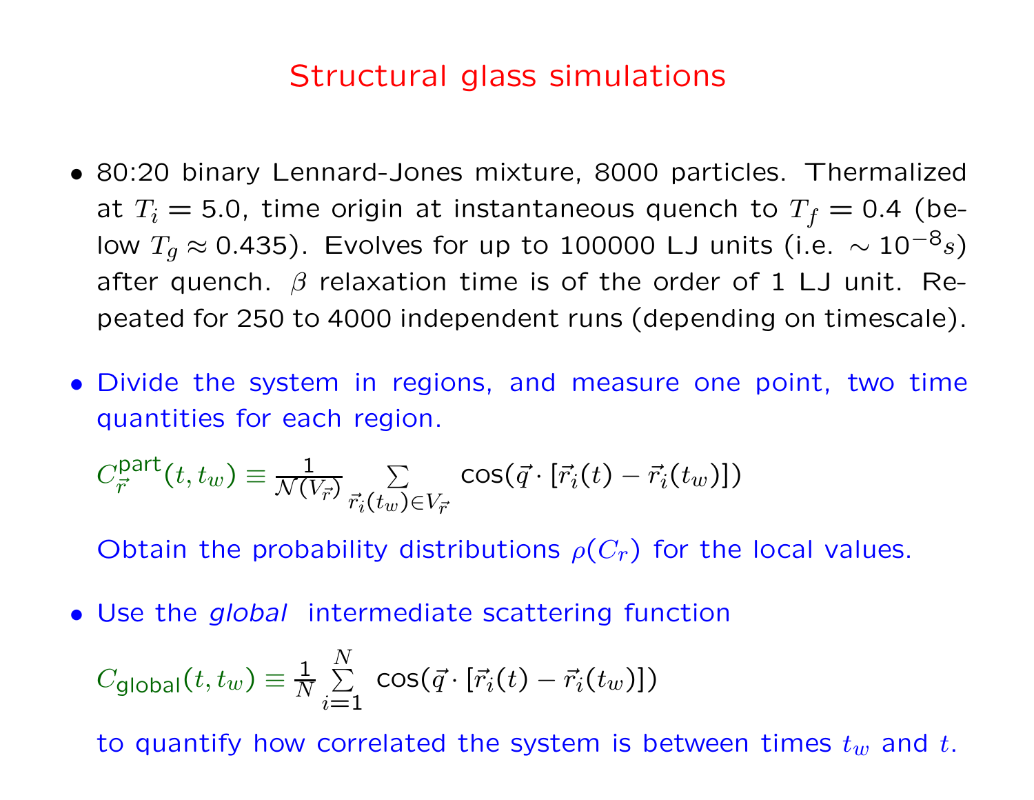# Structural glass simulations

- 80:20 binary Lennard-Jones mixture, 8000 particles. Thermalized at $T_i = 5.0$, time origin at instantaneous quench to $T_f = 0.4$ (below $T_g \approx 0.435$). Evolves for up to 100000 LJ units (i.e. $\sim 10^{-8} s$) after quench. $\beta$ relaxation time is of the order of 1 LJ unit. Repeated for 250 to 4000 independent runs (depending on timescale).

- Divide the system in regions, and measure one point, two time quantities for each region.

  $$C_{\vec{r}}^{\text{part}}(t, t_w) \equiv \frac{1}{\mathcal{N}(V_{\vec{r}})} \sum_{\vec{r}_i(t_w) \in V_{\vec{r}}} \cos(\vec{q} \cdot [\vec{r}_i(t) - \vec{r}_i(t_w)])$$

  Obtain the probability distributions $\rho(C_r)$ for the local values.

- Use the *global* intermediate scattering function

  $$C_{\text{global}}(t, t_w) \equiv \frac{1}{N} \sum_{i=1}^{N} \cos(\vec{q} \cdot [\vec{r}_i(t) - \vec{r}_i(t_w)])$$

  to quantify how correlated the system is between times $t_w$ and $t$.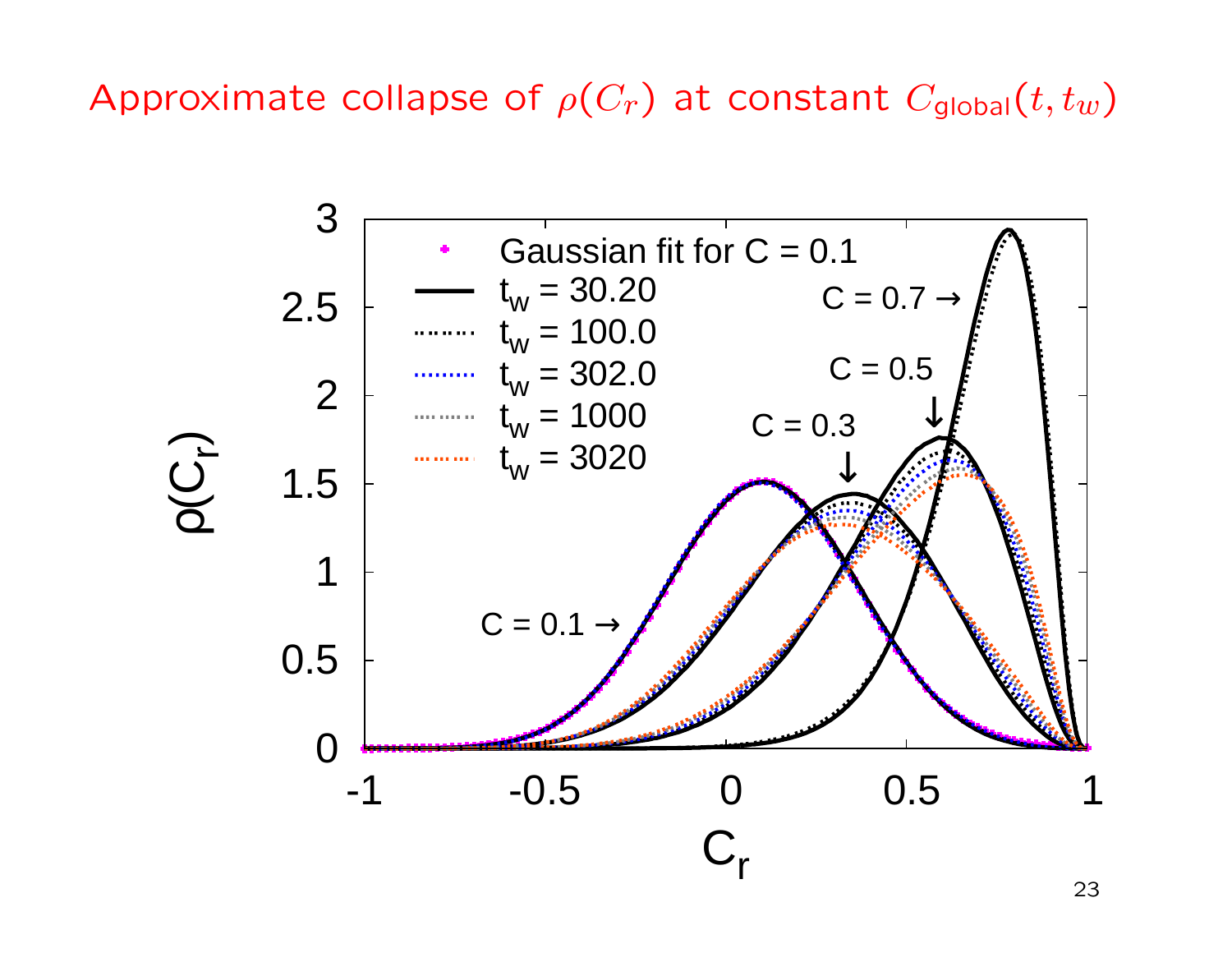# Approximate collapse of $\rho(C_r)$ at constant $C_{\text{global}}(t, t_w)$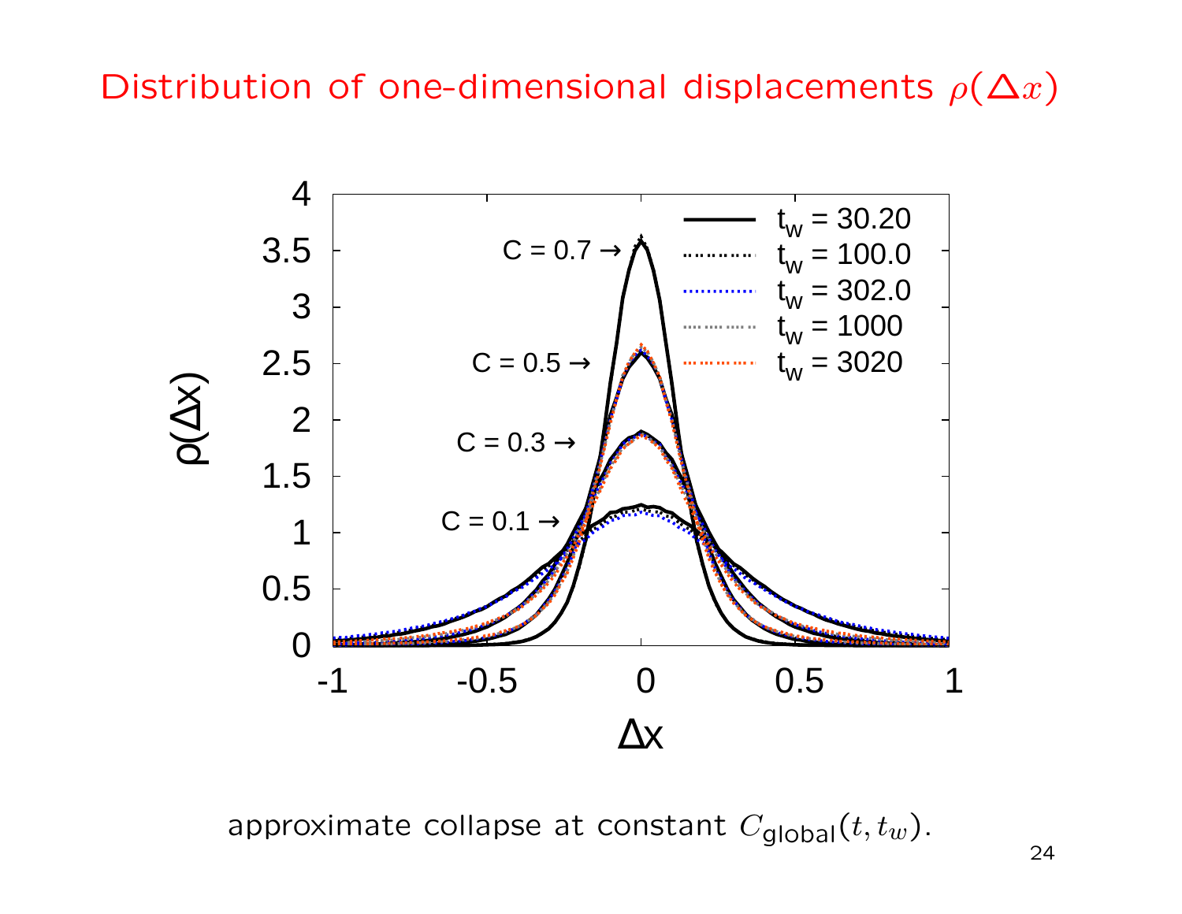# Distribution of one-dimensional displacements $\rho(\Delta x)$

approximate collapse at constant $C_{\text{global}}(t, t_w)$.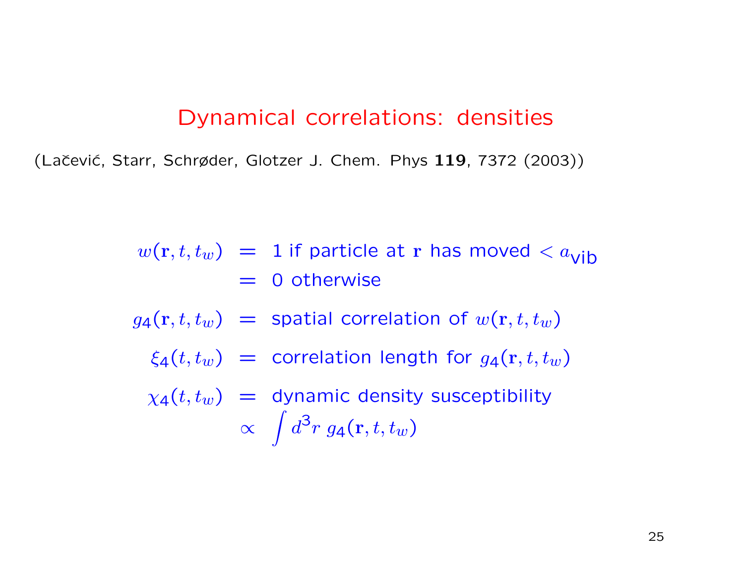# Dynamical correlations: densities

(Lačević, Starr, Schrøder, Glotzer J. Chem. Phys **119**, 7372 (2003))

$$
\begin{aligned}
w(\mathbf{r}, t, t_w) &= 1 \text{ if particle at } \mathbf{r} \text{ has moved } < a_{\text{vib}} \\
&= 0 \text{ otherwise} \\
g_4(\mathbf{r}, t, t_w) &= \text{spatial correlation of } w(\mathbf{r}, t, t_w) \\
\xi_4(t, t_w) &= \text{correlation length for } g_4(\mathbf{r}, t, t_w) \\
\chi_4(t, t_w) &= \text{dynamic density susceptibility} \\
&\propto \int d^3r \; g_4(\mathbf{r}, t, t_w)
\end{aligned}
$$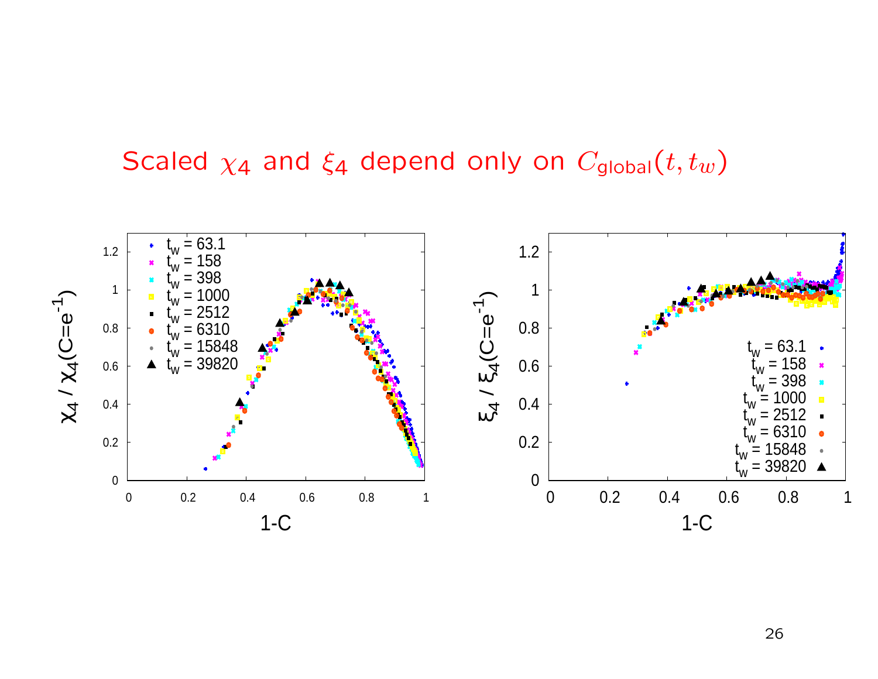# Scaled $\chi_4$ and $\xi_4$ depend only on $C_{\text{global}}(t, t_w)$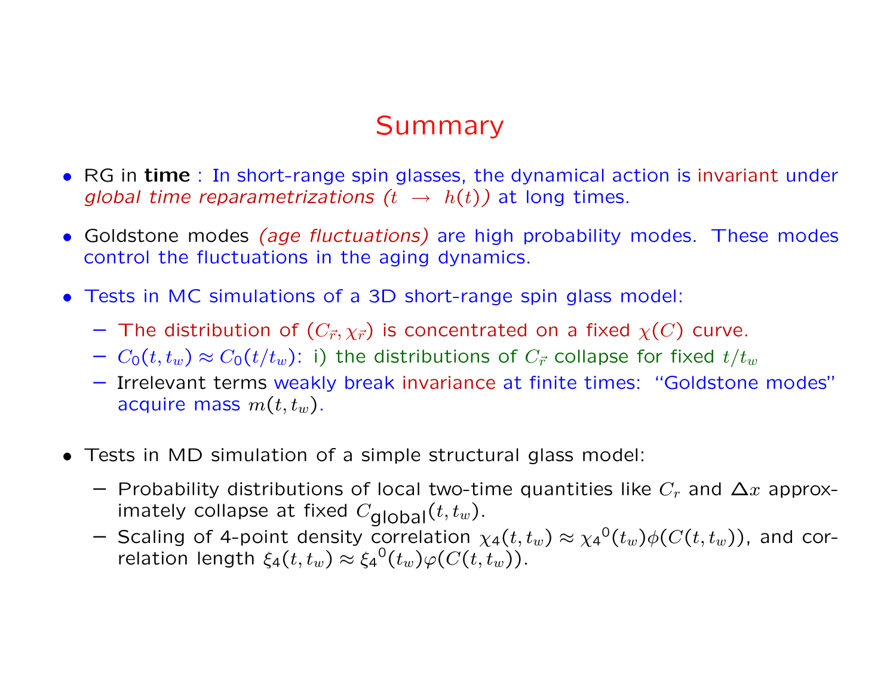# Summary

- RG in **time** : In short-range spin glasses, the dynamical action is invariant under *global time reparametrizations ($t \rightarrow h(t)$)* at long times.

- Goldstone modes *(age fluctuations)* are high probability modes. These modes control the fluctuations in the aging dynamics.

- Tests in MC simulations of a 3D short-range spin glass model:
  - The distribution of $(C_{\vec{r}}, \chi_{\vec{r}})$ is concentrated on a fixed $\chi(C)$ curve.
  - $C_0(t, t_w) \approx C_0(t/t_w)$: i) the distributions of $C_{\vec{r}}$ collapse for fixed $t/t_w$
  - Irrelevant terms weakly break invariance at finite times: "Goldstone modes" acquire mass $m(t, t_w)$.

- Tests in MD simulation of a simple structural glass model:
  - Probability distributions of local two-time quantities like $C_r$ and $\Delta x$ approximately collapse at fixed $C_{\text{global}}(t, t_w)$.
  - Scaling of 4-point density correlation $\chi_4(t, t_w) \approx {\chi_4}^0(t_w)\phi(C(t, t_w))$, and correlation length $\xi_4(t, t_w) \approx {\xi_4}^0(t_w)\varphi(C(t, t_w))$.